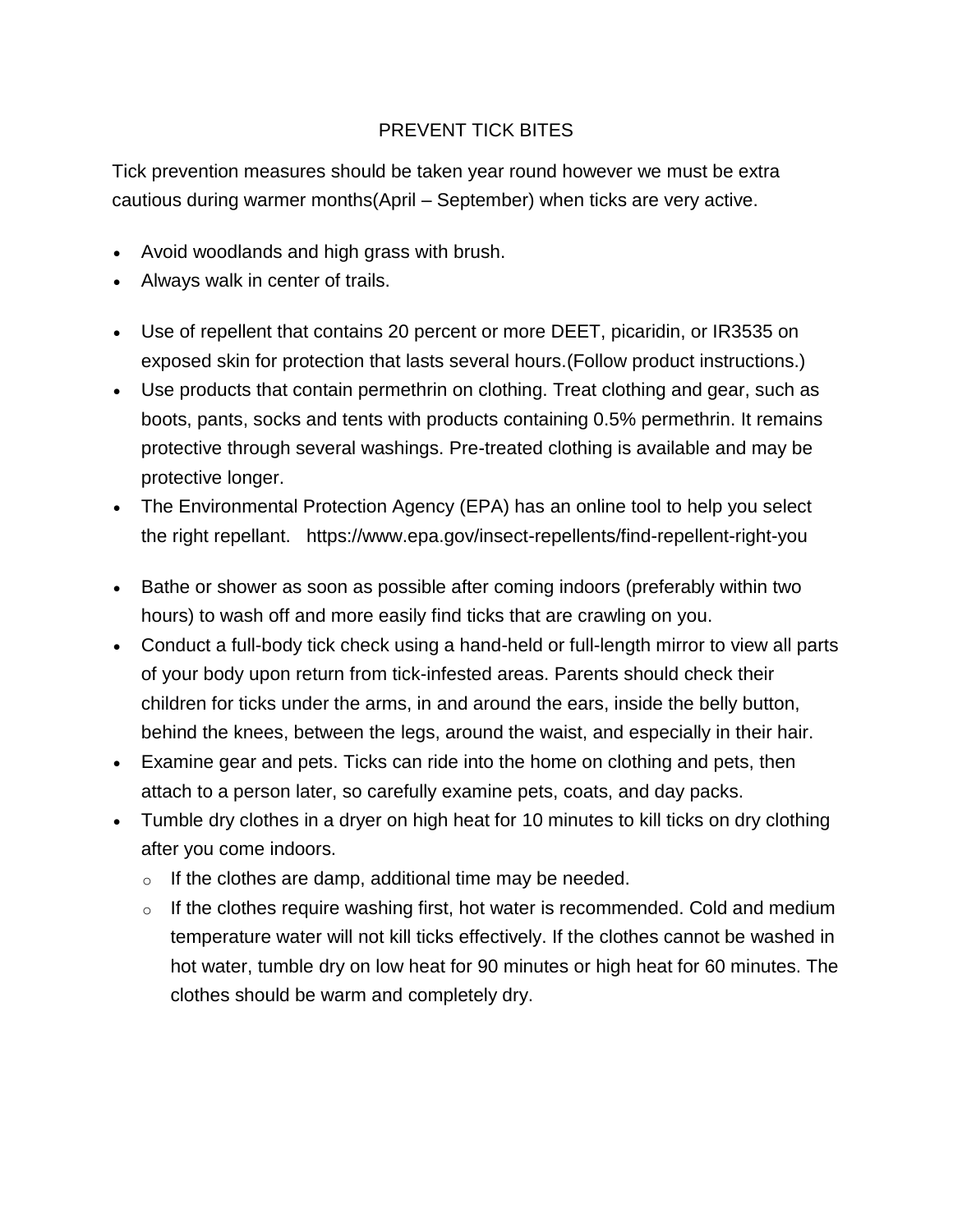# PREVENT TICK BITES

Tick prevention measures should be taken year round however we must be extra cautious during warmer months(April – September) when ticks are very active.

- Avoid woodlands and high grass with brush.
- Always walk in center of trails.

- Use of repellent that contains 20 percent or more DEET, picaridin, or IR3535 on exposed skin for protection that lasts several hours.(Follow product instructions.)
- Use products that contain permethrin on clothing. Treat clothing and gear, such as boots, pants, socks and tents with products containing 0.5% permethrin. It remains protective through several washings. Pre-treated clothing is available and may be protective longer.
- The Environmental Protection Agency (EPA) has an online tool to help you select the right repellant. https://www.epa.gov/insect-repellents/find-repellent-right-you

- Bathe or shower as soon as possible after coming indoors (preferably within two hours) to wash off and more easily find ticks that are crawling on you.
- Conduct a full-body tick check using a hand-held or full-length mirror to view all parts of your body upon return from tick-infested areas. Parents should check their children for ticks under the arms, in and around the ears, inside the belly button, behind the knees, between the legs, around the waist, and especially in their hair.
- Examine gear and pets. Ticks can ride into the home on clothing and pets, then attach to a person later, so carefully examine pets, coats, and day packs.
- Tumble dry clothes in a dryer on high heat for 10 minutes to kill ticks on dry clothing after you come indoors.
  - If the clothes are damp, additional time may be needed.
  - If the clothes require washing first, hot water is recommended. Cold and medium temperature water will not kill ticks effectively. If the clothes cannot be washed in hot water, tumble dry on low heat for 90 minutes or high heat for 60 minutes. The clothes should be warm and completely dry.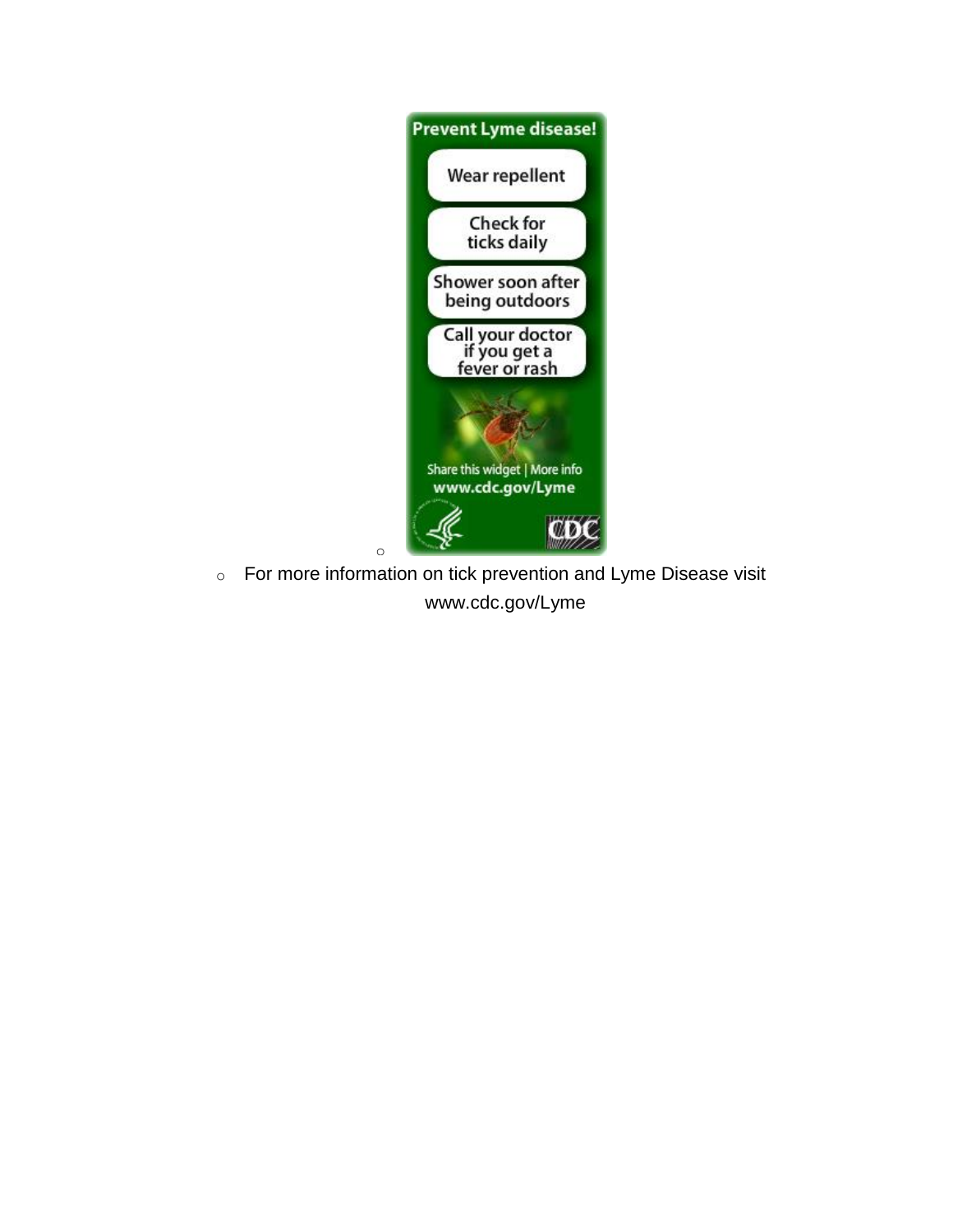- Prevent Lyme disease!

  Wear repellent

  Check for ticks daily

  Shower soon after being outdoors

  Call your doctor if you get a fever or rash

  Share this widget | More info
  www.cdc.gov/Lyme

  CDC

- For more information on tick prevention and Lyme Disease visit www.cdc.gov/Lyme